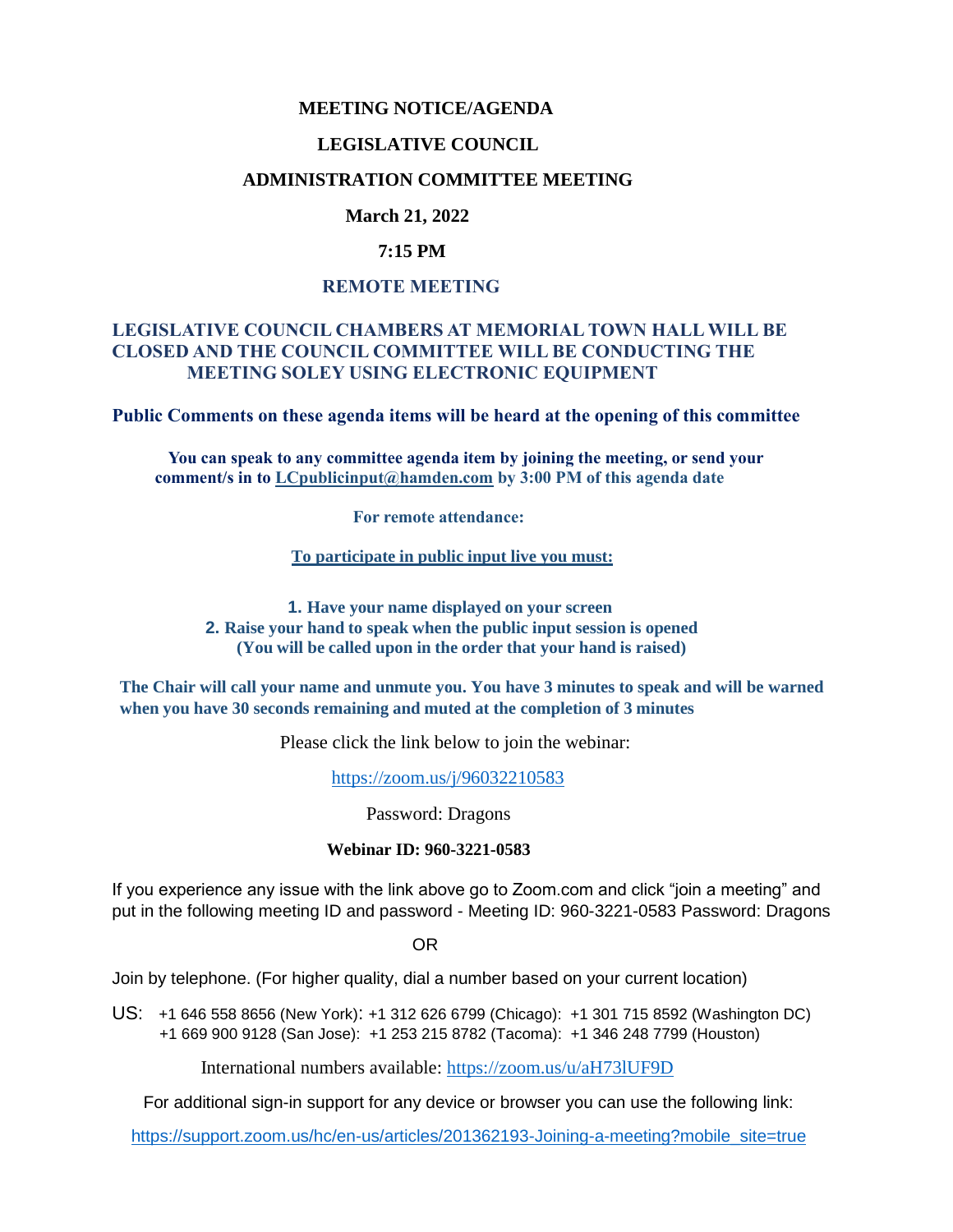# MEETING NOTICE/AGENDA

# LEGISLATIVE COUNCIL

## ADMINISTRATION COMMITTEE MEETING

**March 21, 2022**

**7:15 PM**

**REMOTE MEETING**

**LEGISLATIVE COUNCIL CHAMBERS AT MEMORIAL TOWN HALL WILL BE CLOSED AND THE COUNCIL COMMITTEE WILL BE CONDUCTING THE MEETING SOLEY USING ELECTRONIC EQUIPMENT**

**Public Comments on these agenda items will be heard at the opening of this committee**

**You can speak to any committee agenda item by joining the meeting, or send your comment/s in to [LCpublicinput@hamden.com](mailto:LCpublicinput@hamden.com) by 3:00 PM of this agenda date**

**For remote attendance:**

**To participate in public input live you must:**

1. **Have your name displayed on your screen**
2. **Raise your hand to speak when the public input session is opened (You will be called upon in the order that your hand is raised)**

**The Chair will call your name and unmute you. You have 3 minutes to speak and will be warned when you have 30 seconds remaining and muted at the completion of 3 minutes**

Please click the link below to join the webinar:

[https://zoom.us/j/96032210583](https://zoom.us/j/96032210583)

Password: Dragons

**Webinar ID: 960-3221-0583**

If you experience any issue with the link above go to Zoom.com and click "join a meeting" and put in the following meeting ID and password - Meeting ID: 960-3221-0583 Password: Dragons

OR

Join by telephone. (For higher quality, dial a number based on your current location)

US: +1 646 558 8656 (New York): +1 312 626 6799 (Chicago): +1 301 715 8592 (Washington DC) +1 669 900 9128 (San Jose): +1 253 215 8782 (Tacoma): +1 346 248 7799 (Houston)

International numbers available: [https://zoom.us/u/aH73lUF9D](https://zoom.us/u/aH73lUF9D)

For additional sign-in support for any device or browser you can use the following link:

[https://support.zoom.us/hc/en-us/articles/201362193-Joining-a-meeting?mobile_site=true](https://support.zoom.us/hc/en-us/articles/201362193-Joining-a-meeting?mobile_site=true)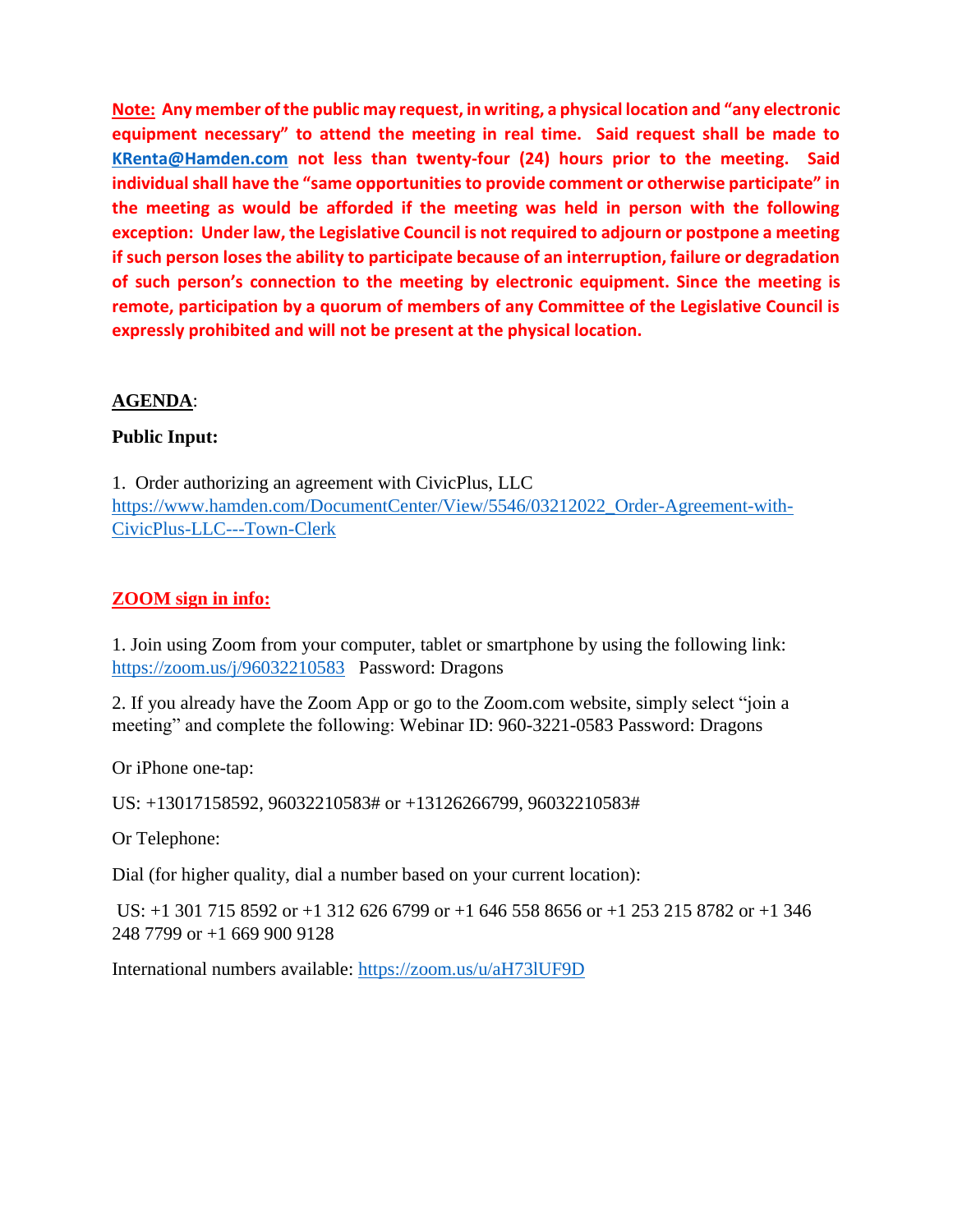**Note: Any member of the public may request, in writing, a physical location and "any electronic equipment necessary" to attend the meeting in real time. Said request shall be made to KRenta@Hamden.com not less than twenty-four (24) hours prior to the meeting. Said individual shall have the "same opportunities to provide comment or otherwise participate" in the meeting as would be afforded if the meeting was held in person with the following exception: Under law, the Legislative Council is not required to adjourn or postpone a meeting if such person loses the ability to participate because of an interruption, failure or degradation of such person's connection to the meeting by electronic equipment. Since the meeting is remote, participation by a quorum of members of any Committee of the Legislative Council is expressly prohibited and will not be present at the physical location.**

**AGENDA**:

**Public Input:**

1. Order authorizing an agreement with CivicPlus, LLC
https://www.hamden.com/DocumentCenter/View/5546/03212022_Order-Agreement-with-CivicPlus-LLC---Town-Clerk

**ZOOM sign in info:**

1. Join using Zoom from your computer, tablet or smartphone by using the following link: https://zoom.us/j/96032210583 Password: Dragons

2. If you already have the Zoom App or go to the Zoom.com website, simply select "join a meeting" and complete the following: Webinar ID: 960-3221-0583 Password: Dragons

Or iPhone one-tap:

US: +13017158592, 96032210583# or +13126266799, 96032210583#

Or Telephone:

Dial (for higher quality, dial a number based on your current location):

US: +1 301 715 8592 or +1 312 626 6799 or +1 646 558 8656 or +1 253 215 8782 or +1 346 248 7799 or +1 669 900 9128

International numbers available: https://zoom.us/u/aH73lUF9D